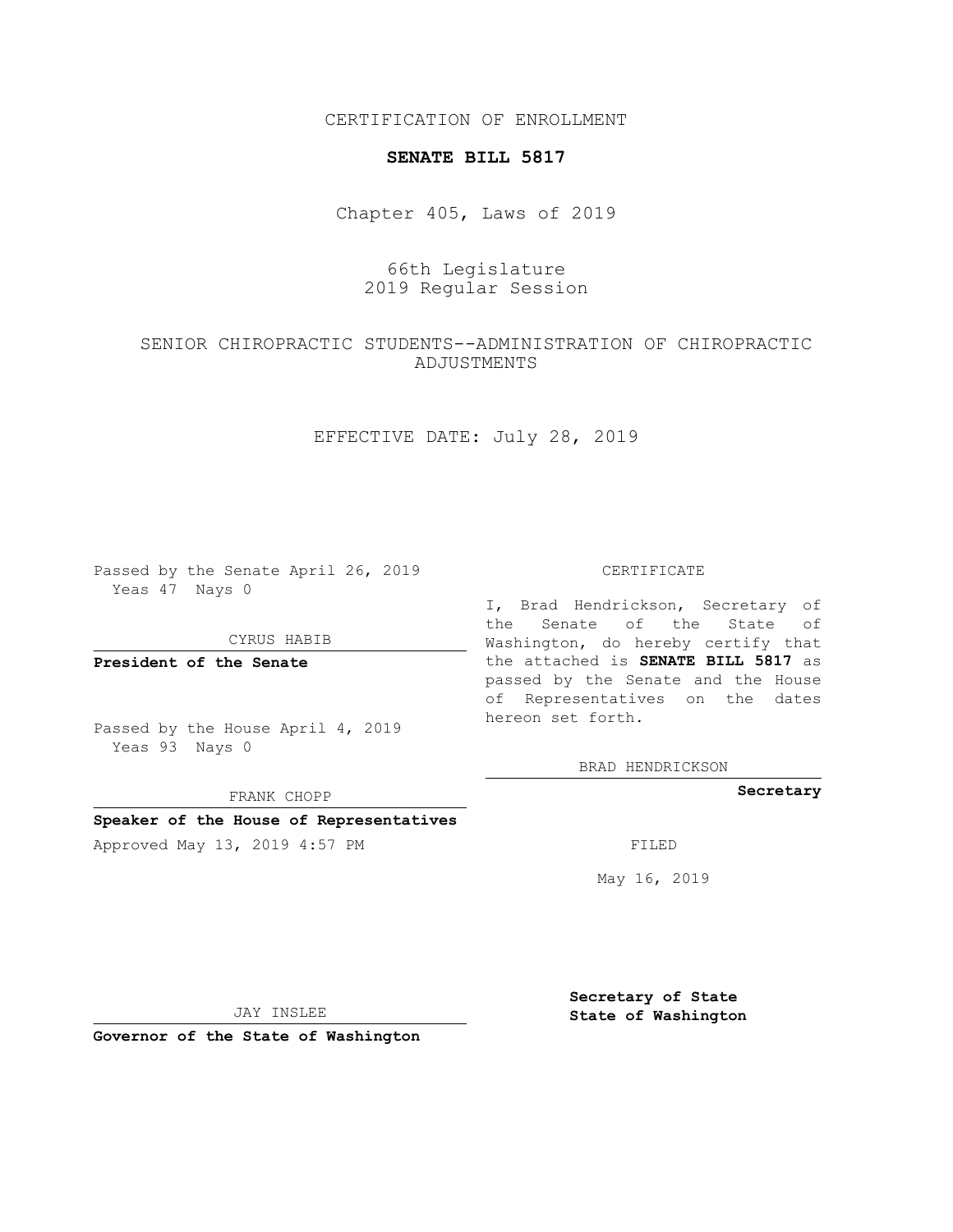CERTIFICATION OF ENROLLMENT

**SENATE BILL 5817**

Chapter 405, Laws of 2019

66th Legislature
2019 Regular Session

SENIOR CHIROPRACTIC STUDENTS--ADMINISTRATION OF CHIROPRACTIC ADJUSTMENTS

EFFECTIVE DATE: July 28, 2019

Passed by the Senate April 26, 2019
Yeas 47 Nays 0

CYRUS HABIB

**President of the Senate**

Passed by the House April 4, 2019
Yeas 93 Nays 0

FRANK CHOPP

**Speaker of the House of Representatives**

Approved May 13, 2019 4:57 PM

JAY INSLEE

**Governor of the State of Washington**

CERTIFICATE

I, Brad Hendrickson, Secretary of the Senate of the State of Washington, do hereby certify that the attached is **SENATE BILL 5817** as passed by the Senate and the House of Representatives on the dates hereon set forth.

BRAD HENDRICKSON

**Secretary**

FILED

May 16, 2019

**Secretary of State**
**State of Washington**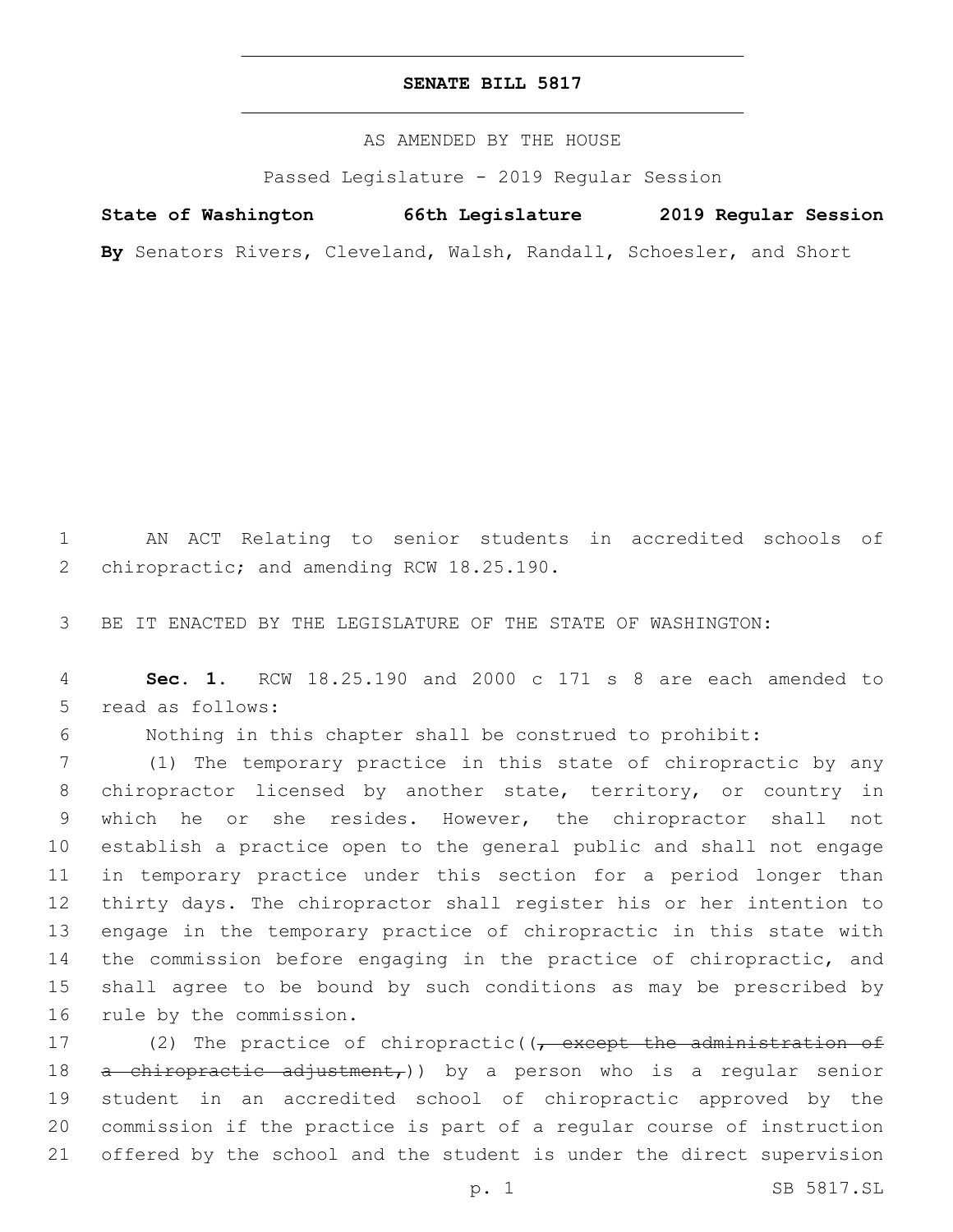**SENATE BILL 5817**

AS AMENDED BY THE HOUSE

Passed Legislature - 2019 Regular Session

**State of Washington 66th Legislature 2019 Regular Session**

**By** Senators Rivers, Cleveland, Walsh, Randall, Schoesler, and Short

AN ACT Relating to senior students in accredited schools of chiropractic; and amending RCW 18.25.190.

BE IT ENACTED BY THE LEGISLATURE OF THE STATE OF WASHINGTON:

**Sec. 1.** RCW 18.25.190 and 2000 c 171 s 8 are each amended to read as follows:

Nothing in this chapter shall be construed to prohibit:

(1) The temporary practice in this state of chiropractic by any chiropractor licensed by another state, territory, or country in which he or she resides. However, the chiropractor shall not establish a practice open to the general public and shall not engage in temporary practice under this section for a period longer than thirty days. The chiropractor shall register his or her intention to engage in the temporary practice of chiropractic in this state with the commission before engaging in the practice of chiropractic, and shall agree to be bound by such conditions as may be prescribed by rule by the commission.

(2) The practice of chiropractic((~~, except the administration of a chiropractic adjustment,~~)) by a person who is a regular senior student in an accredited school of chiropractic approved by the commission if the practice is part of a regular course of instruction offered by the school and the student is under the direct supervision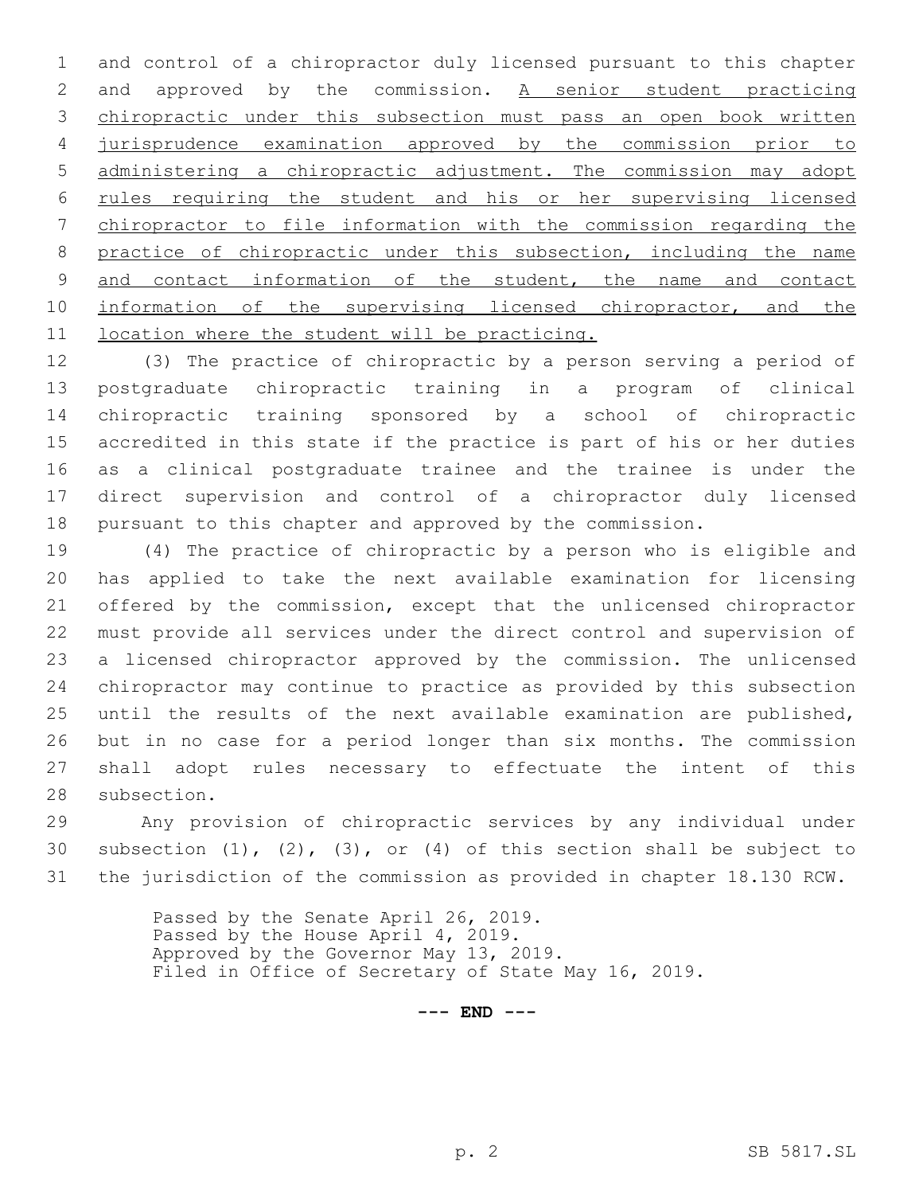and control of a chiropractor duly licensed pursuant to this chapter and approved by the commission. <u>A senior student practicing chiropractic under this subsection must pass an open book written jurisprudence examination approved by the commission prior to administering a chiropractic adjustment. The commission may adopt rules requiring the student and his or her supervising licensed chiropractor to file information with the commission regarding the practice of chiropractic under this subsection, including the name and contact information of the student, the name and contact information of the supervising licensed chiropractor, and the location where the student will be practicing.</u>

(3) The practice of chiropractic by a person serving a period of postgraduate chiropractic training in a program of clinical chiropractic training sponsored by a school of chiropractic accredited in this state if the practice is part of his or her duties as a clinical postgraduate trainee and the trainee is under the direct supervision and control of a chiropractor duly licensed pursuant to this chapter and approved by the commission.

(4) The practice of chiropractic by a person who is eligible and has applied to take the next available examination for licensing offered by the commission, except that the unlicensed chiropractor must provide all services under the direct control and supervision of a licensed chiropractor approved by the commission. The unlicensed chiropractor may continue to practice as provided by this subsection until the results of the next available examination are published, but in no case for a period longer than six months. The commission shall adopt rules necessary to effectuate the intent of this subsection.

Any provision of chiropractic services by any individual under subsection (1), (2), (3), or (4) of this section shall be subject to the jurisdiction of the commission as provided in chapter 18.130 RCW.

Passed by the Senate April 26, 2019.
Passed by the House April 4, 2019.
Approved by the Governor May 13, 2019.
Filed in Office of Secretary of State May 16, 2019.

**--- END ---**